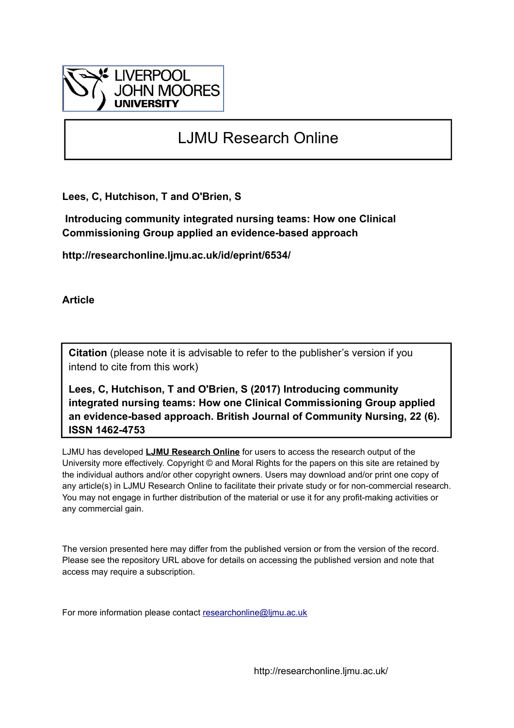LIVERPOOL JOHN MOORES UNIVERSITY

# LJMU Research Online

**Lees, C, Hutchison, T and O'Brien, S**

**Introducing community integrated nursing teams: How one Clinical Commissioning Group applied an evidence-based approach**

**http://researchonline.ljmu.ac.uk/id/eprint/6534/**

**Article**

**Citation** (please note it is advisable to refer to the publisher's version if you intend to cite from this work)

**Lees, C, Hutchison, T and O'Brien, S (2017) Introducing community integrated nursing teams: How one Clinical Commissioning Group applied an evidence-based approach. British Journal of Community Nursing, 22 (6). ISSN 1462-4753**

LJMU has developed **LJMU Research Online** for users to access the research output of the University more effectively. Copyright © and Moral Rights for the papers on this site are retained by the individual authors and/or other copyright owners. Users may download and/or print one copy of any article(s) in LJMU Research Online to facilitate their private study or for non-commercial research. You may not engage in further distribution of the material or use it for any profit-making activities or any commercial gain.

The version presented here may differ from the published version or from the version of the record. Please see the repository URL above for details on accessing the published version and note that access may require a subscription.

For more information please contact researchonline@ljmu.ac.uk

http://researchonline.ljmu.ac.uk/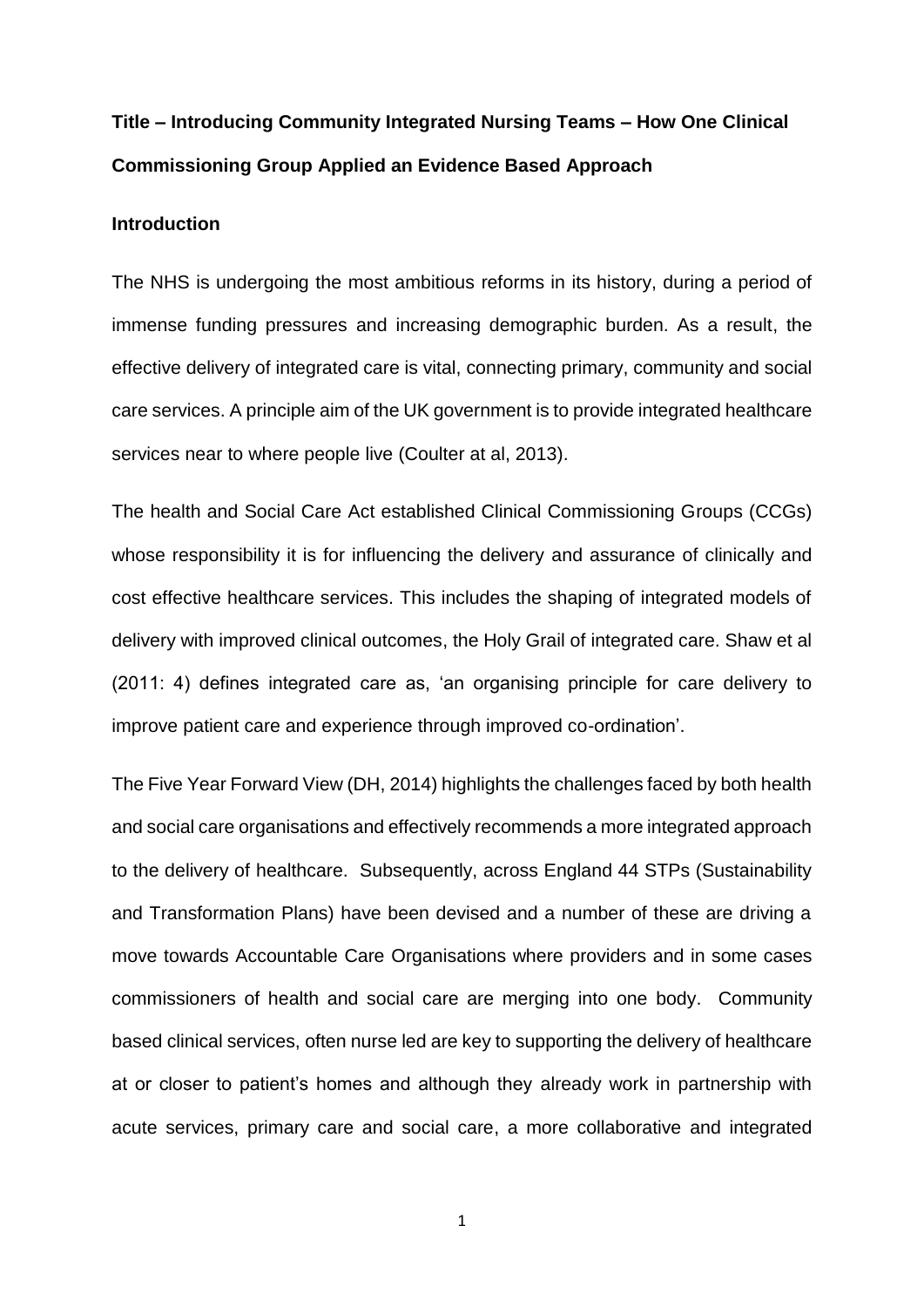**Title – Introducing Community Integrated Nursing Teams – How One Clinical Commissioning Group Applied an Evidence Based Approach**

**Introduction**

The NHS is undergoing the most ambitious reforms in its history, during a period of immense funding pressures and increasing demographic burden. As a result, the effective delivery of integrated care is vital, connecting primary, community and social care services. A principle aim of the UK government is to provide integrated healthcare services near to where people live (Coulter at al, 2013).

The health and Social Care Act established Clinical Commissioning Groups (CCGs) whose responsibility it is for influencing the delivery and assurance of clinically and cost effective healthcare services. This includes the shaping of integrated models of delivery with improved clinical outcomes, the Holy Grail of integrated care. Shaw et al (2011: 4) defines integrated care as, 'an organising principle for care delivery to improve patient care and experience through improved co-ordination'.

The Five Year Forward View (DH, 2014) highlights the challenges faced by both health and social care organisations and effectively recommends a more integrated approach to the delivery of healthcare. Subsequently, across England 44 STPs (Sustainability and Transformation Plans) have been devised and a number of these are driving a move towards Accountable Care Organisations where providers and in some cases commissioners of health and social care are merging into one body. Community based clinical services, often nurse led are key to supporting the delivery of healthcare at or closer to patient's homes and although they already work in partnership with acute services, primary care and social care, a more collaborative and integrated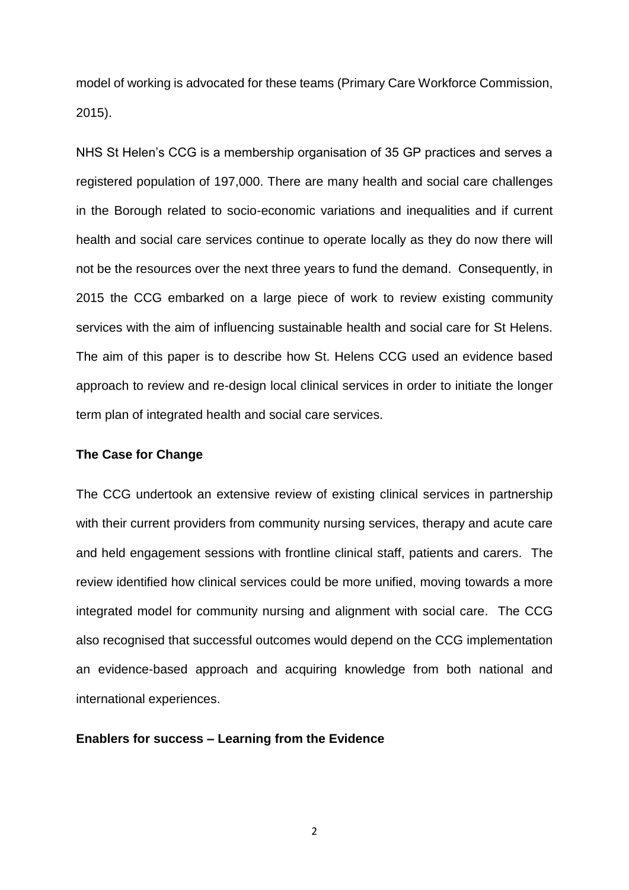model of working is advocated for these teams (Primary Care Workforce Commission, 2015).

NHS St Helen's CCG is a membership organisation of 35 GP practices and serves a registered population of 197,000. There are many health and social care challenges in the Borough related to socio-economic variations and inequalities and if current health and social care services continue to operate locally as they do now there will not be the resources over the next three years to fund the demand. Consequently, in 2015 the CCG embarked on a large piece of work to review existing community services with the aim of influencing sustainable health and social care for St Helens. The aim of this paper is to describe how St. Helens CCG used an evidence based approach to review and re-design local clinical services in order to initiate the longer term plan of integrated health and social care services.

**The Case for Change**

The CCG undertook an extensive review of existing clinical services in partnership with their current providers from community nursing services, therapy and acute care and held engagement sessions with frontline clinical staff, patients and carers. The review identified how clinical services could be more unified, moving towards a more integrated model for community nursing and alignment with social care. The CCG also recognised that successful outcomes would depend on the CCG implementation an evidence-based approach and acquiring knowledge from both national and international experiences.

**Enablers for success – Learning from the Evidence**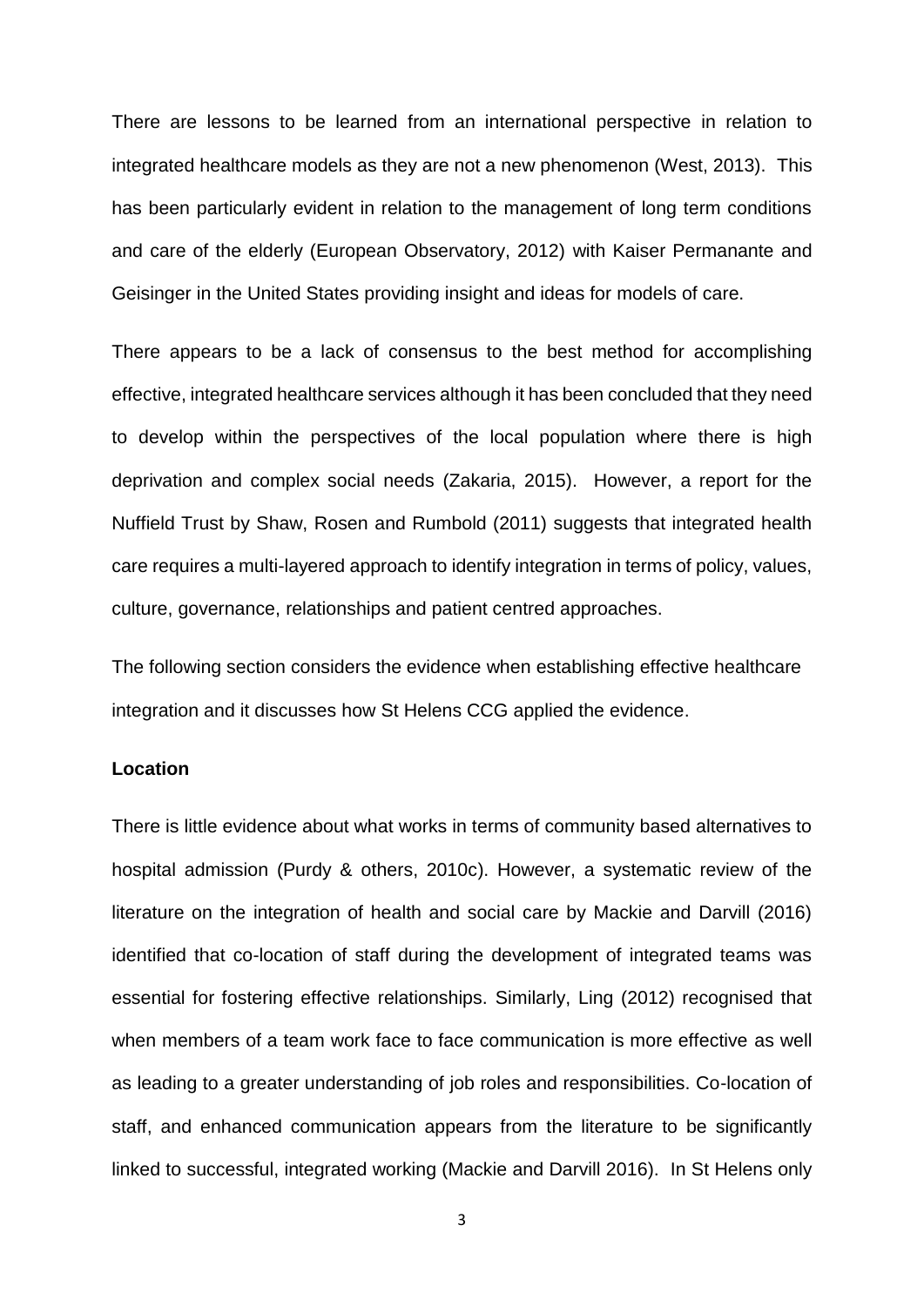There are lessons to be learned from an international perspective in relation to integrated healthcare models as they are not a new phenomenon (West, 2013). This has been particularly evident in relation to the management of long term conditions and care of the elderly (European Observatory, 2012) with Kaiser Permanante and Geisinger in the United States providing insight and ideas for models of care.

There appears to be a lack of consensus to the best method for accomplishing effective, integrated healthcare services although it has been concluded that they need to develop within the perspectives of the local population where there is high deprivation and complex social needs (Zakaria, 2015). However, a report for the Nuffield Trust by Shaw, Rosen and Rumbold (2011) suggests that integrated health care requires a multi-layered approach to identify integration in terms of policy, values, culture, governance, relationships and patient centred approaches.

The following section considers the evidence when establishing effective healthcare integration and it discusses how St Helens CCG applied the evidence.

**Location**

There is little evidence about what works in terms of community based alternatives to hospital admission (Purdy & others, 2010c). However, a systematic review of the literature on the integration of health and social care by Mackie and Darvill (2016) identified that co-location of staff during the development of integrated teams was essential for fostering effective relationships. Similarly, Ling (2012) recognised that when members of a team work face to face communication is more effective as well as leading to a greater understanding of job roles and responsibilities. Co-location of staff, and enhanced communication appears from the literature to be significantly linked to successful, integrated working (Mackie and Darvill 2016). In St Helens only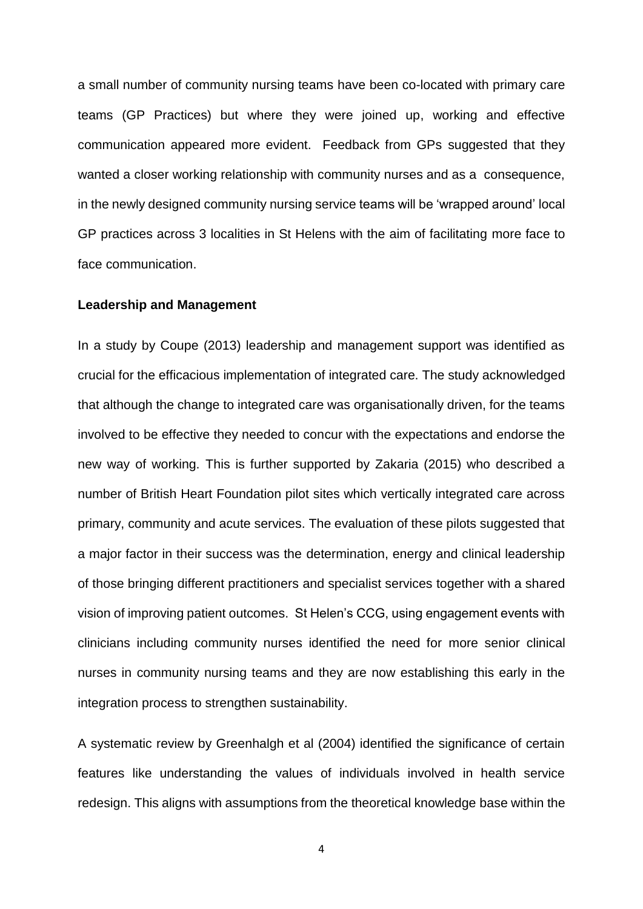a small number of community nursing teams have been co-located with primary care teams (GP Practices) but where they were joined up, working and effective communication appeared more evident. Feedback from GPs suggested that they wanted a closer working relationship with community nurses and as a consequence, in the newly designed community nursing service teams will be 'wrapped around' local GP practices across 3 localities in St Helens with the aim of facilitating more face to face communication.

**Leadership and Management**

In a study by Coupe (2013) leadership and management support was identified as crucial for the efficacious implementation of integrated care. The study acknowledged that although the change to integrated care was organisationally driven, for the teams involved to be effective they needed to concur with the expectations and endorse the new way of working. This is further supported by Zakaria (2015) who described a number of British Heart Foundation pilot sites which vertically integrated care across primary, community and acute services. The evaluation of these pilots suggested that a major factor in their success was the determination, energy and clinical leadership of those bringing different practitioners and specialist services together with a shared vision of improving patient outcomes. St Helen's CCG, using engagement events with clinicians including community nurses identified the need for more senior clinical nurses in community nursing teams and they are now establishing this early in the integration process to strengthen sustainability.

A systematic review by Greenhalgh et al (2004) identified the significance of certain features like understanding the values of individuals involved in health service redesign. This aligns with assumptions from the theoretical knowledge base within the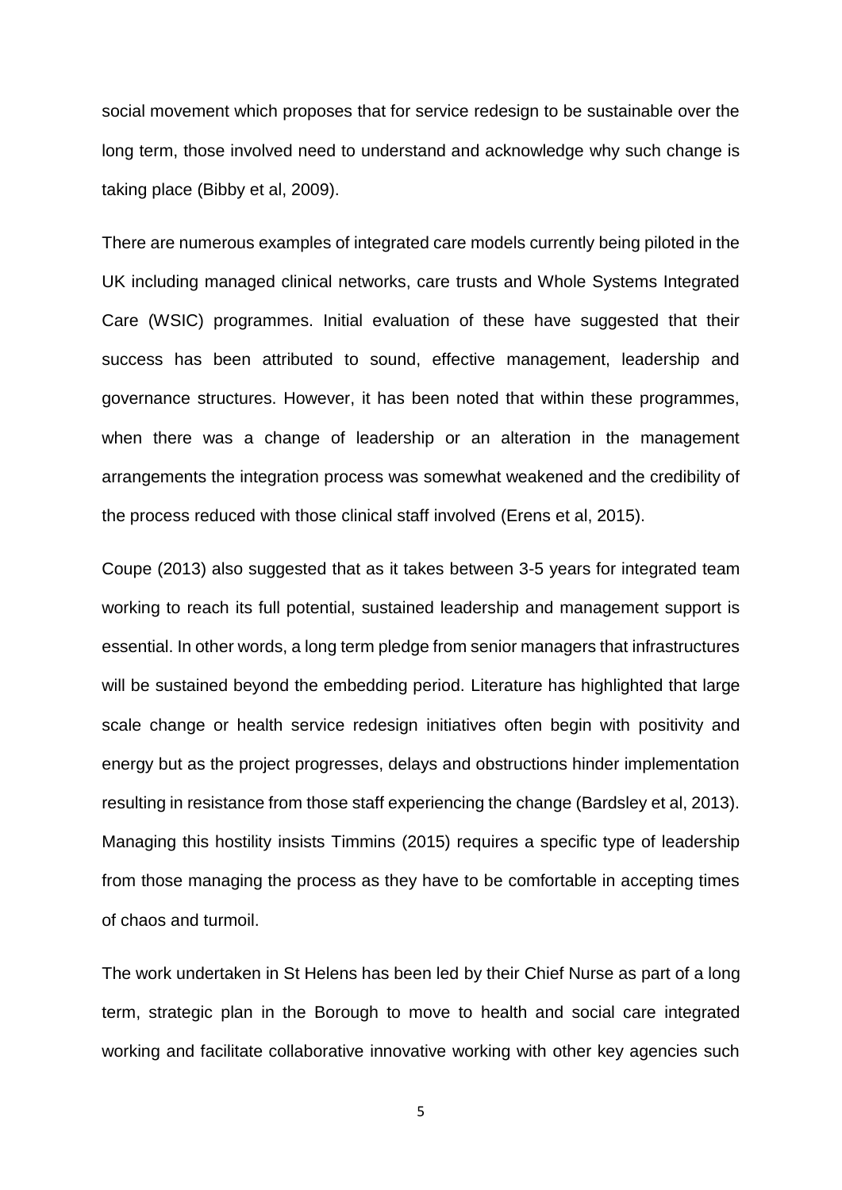social movement which proposes that for service redesign to be sustainable over the long term, those involved need to understand and acknowledge why such change is taking place (Bibby et al, 2009).

There are numerous examples of integrated care models currently being piloted in the UK including managed clinical networks, care trusts and Whole Systems Integrated Care (WSIC) programmes. Initial evaluation of these have suggested that their success has been attributed to sound, effective management, leadership and governance structures. However, it has been noted that within these programmes, when there was a change of leadership or an alteration in the management arrangements the integration process was somewhat weakened and the credibility of the process reduced with those clinical staff involved (Erens et al, 2015).

Coupe (2013) also suggested that as it takes between 3-5 years for integrated team working to reach its full potential, sustained leadership and management support is essential. In other words, a long term pledge from senior managers that infrastructures will be sustained beyond the embedding period. Literature has highlighted that large scale change or health service redesign initiatives often begin with positivity and energy but as the project progresses, delays and obstructions hinder implementation resulting in resistance from those staff experiencing the change (Bardsley et al, 2013). Managing this hostility insists Timmins (2015) requires a specific type of leadership from those managing the process as they have to be comfortable in accepting times of chaos and turmoil.

The work undertaken in St Helens has been led by their Chief Nurse as part of a long term, strategic plan in the Borough to move to health and social care integrated working and facilitate collaborative innovative working with other key agencies such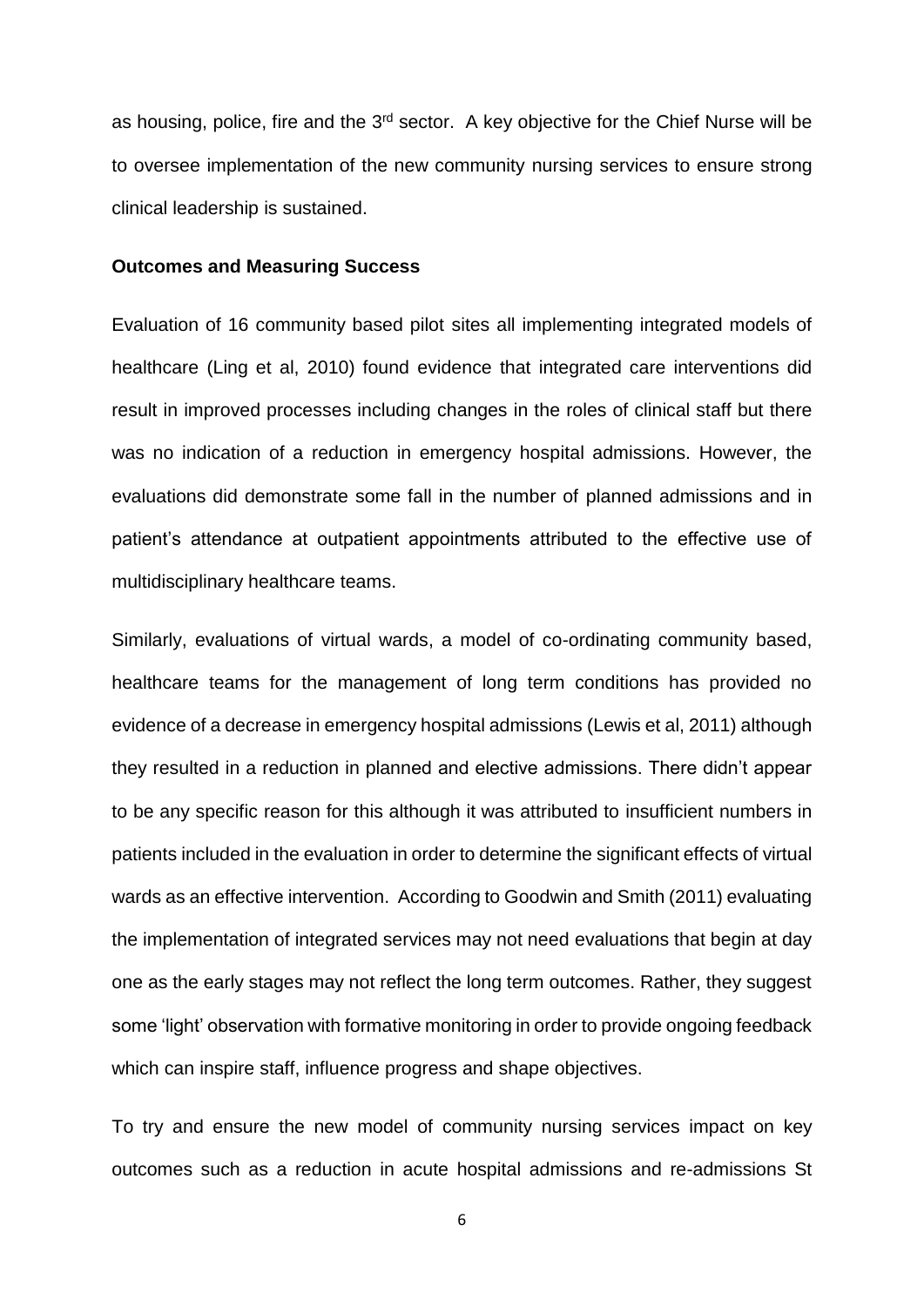as housing, police, fire and the 3rd sector. A key objective for the Chief Nurse will be to oversee implementation of the new community nursing services to ensure strong clinical leadership is sustained.

**Outcomes and Measuring Success**

Evaluation of 16 community based pilot sites all implementing integrated models of healthcare (Ling et al, 2010) found evidence that integrated care interventions did result in improved processes including changes in the roles of clinical staff but there was no indication of a reduction in emergency hospital admissions. However, the evaluations did demonstrate some fall in the number of planned admissions and in patient's attendance at outpatient appointments attributed to the effective use of multidisciplinary healthcare teams.

Similarly, evaluations of virtual wards, a model of co-ordinating community based, healthcare teams for the management of long term conditions has provided no evidence of a decrease in emergency hospital admissions (Lewis et al, 2011) although they resulted in a reduction in planned and elective admissions. There didn't appear to be any specific reason for this although it was attributed to insufficient numbers in patients included in the evaluation in order to determine the significant effects of virtual wards as an effective intervention. According to Goodwin and Smith (2011) evaluating the implementation of integrated services may not need evaluations that begin at day one as the early stages may not reflect the long term outcomes. Rather, they suggest some 'light' observation with formative monitoring in order to provide ongoing feedback which can inspire staff, influence progress and shape objectives.

To try and ensure the new model of community nursing services impact on key outcomes such as a reduction in acute hospital admissions and re-admissions St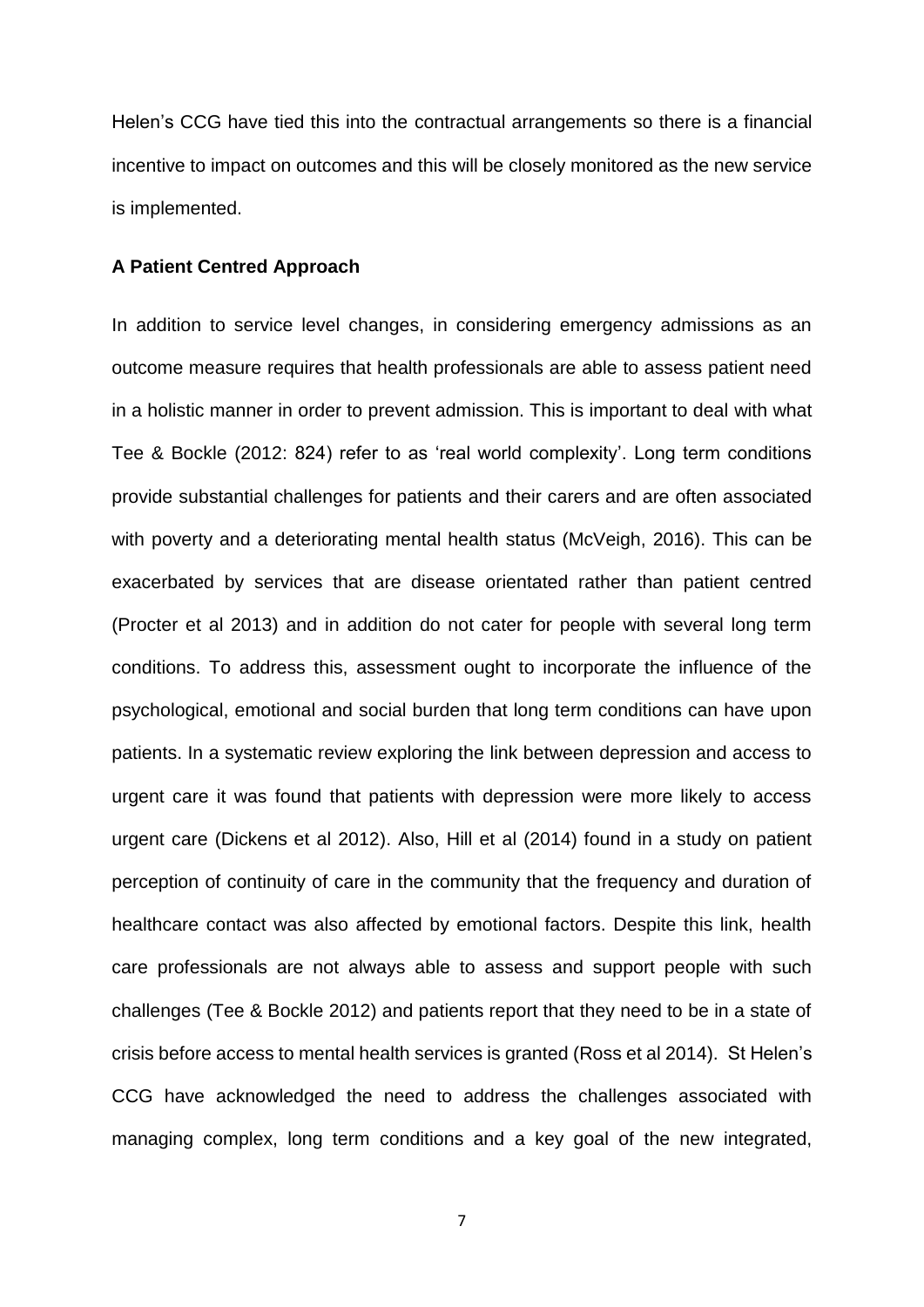Helen's CCG have tied this into the contractual arrangements so there is a financial incentive to impact on outcomes and this will be closely monitored as the new service is implemented.

**A Patient Centred Approach**

In addition to service level changes, in considering emergency admissions as an outcome measure requires that health professionals are able to assess patient need in a holistic manner in order to prevent admission. This is important to deal with what Tee & Bockle (2012: 824) refer to as 'real world complexity'. Long term conditions provide substantial challenges for patients and their carers and are often associated with poverty and a deteriorating mental health status (McVeigh, 2016). This can be exacerbated by services that are disease orientated rather than patient centred (Procter et al 2013) and in addition do not cater for people with several long term conditions. To address this, assessment ought to incorporate the influence of the psychological, emotional and social burden that long term conditions can have upon patients. In a systematic review exploring the link between depression and access to urgent care it was found that patients with depression were more likely to access urgent care (Dickens et al 2012). Also, Hill et al (2014) found in a study on patient perception of continuity of care in the community that the frequency and duration of healthcare contact was also affected by emotional factors. Despite this link, health care professionals are not always able to assess and support people with such challenges (Tee & Bockle 2012) and patients report that they need to be in a state of crisis before access to mental health services is granted (Ross et al 2014). St Helen's CCG have acknowledged the need to address the challenges associated with managing complex, long term conditions and a key goal of the new integrated,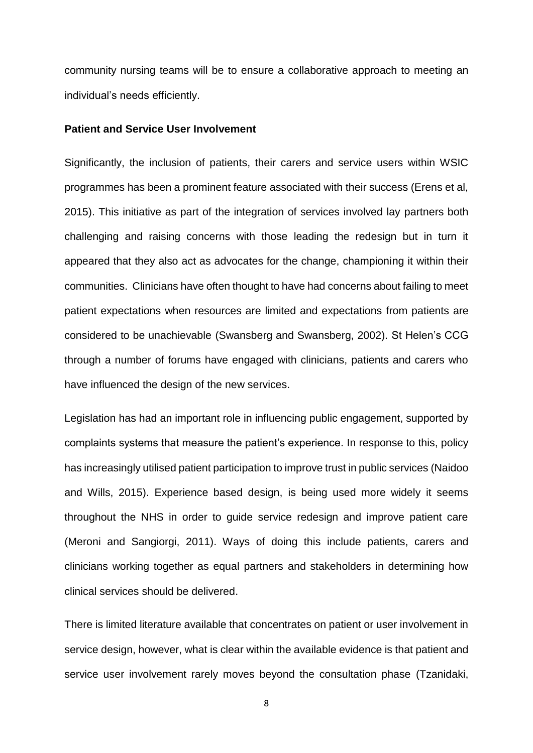community nursing teams will be to ensure a collaborative approach to meeting an individual's needs efficiently.

**Patient and Service User Involvement**

Significantly, the inclusion of patients, their carers and service users within WSIC programmes has been a prominent feature associated with their success (Erens et al, 2015). This initiative as part of the integration of services involved lay partners both challenging and raising concerns with those leading the redesign but in turn it appeared that they also act as advocates for the change, championing it within their communities. Clinicians have often thought to have had concerns about failing to meet patient expectations when resources are limited and expectations from patients are considered to be unachievable (Swansberg and Swansberg, 2002). St Helen's CCG through a number of forums have engaged with clinicians, patients and carers who have influenced the design of the new services.

Legislation has had an important role in influencing public engagement, supported by complaints systems that measure the patient's experience. In response to this, policy has increasingly utilised patient participation to improve trust in public services (Naidoo and Wills, 2015). Experience based design, is being used more widely it seems throughout the NHS in order to guide service redesign and improve patient care (Meroni and Sangiorgi, 2011). Ways of doing this include patients, carers and clinicians working together as equal partners and stakeholders in determining how clinical services should be delivered.

There is limited literature available that concentrates on patient or user involvement in service design, however, what is clear within the available evidence is that patient and service user involvement rarely moves beyond the consultation phase (Tzanidaki,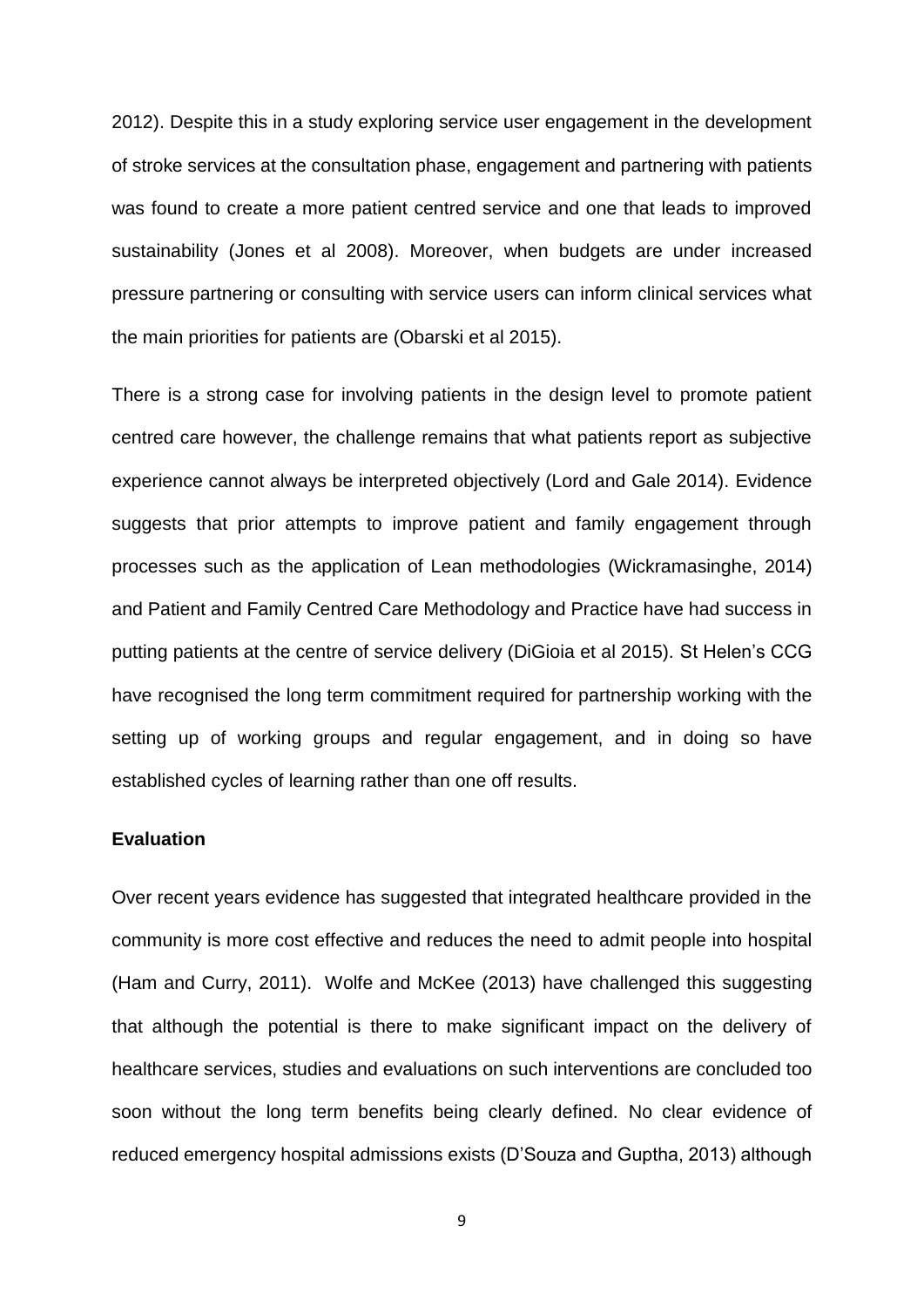2012). Despite this in a study exploring service user engagement in the development of stroke services at the consultation phase, engagement and partnering with patients was found to create a more patient centred service and one that leads to improved sustainability (Jones et al 2008). Moreover, when budgets are under increased pressure partnering or consulting with service users can inform clinical services what the main priorities for patients are (Obarski et al 2015).

There is a strong case for involving patients in the design level to promote patient centred care however, the challenge remains that what patients report as subjective experience cannot always be interpreted objectively (Lord and Gale 2014). Evidence suggests that prior attempts to improve patient and family engagement through processes such as the application of Lean methodologies (Wickramasinghe, 2014) and Patient and Family Centred Care Methodology and Practice have had success in putting patients at the centre of service delivery (DiGioia et al 2015). St Helen's CCG have recognised the long term commitment required for partnership working with the setting up of working groups and regular engagement, and in doing so have established cycles of learning rather than one off results.

**Evaluation**

Over recent years evidence has suggested that integrated healthcare provided in the community is more cost effective and reduces the need to admit people into hospital (Ham and Curry, 2011). Wolfe and McKee (2013) have challenged this suggesting that although the potential is there to make significant impact on the delivery of healthcare services, studies and evaluations on such interventions are concluded too soon without the long term benefits being clearly defined. No clear evidence of reduced emergency hospital admissions exists (D'Souza and Guptha, 2013) although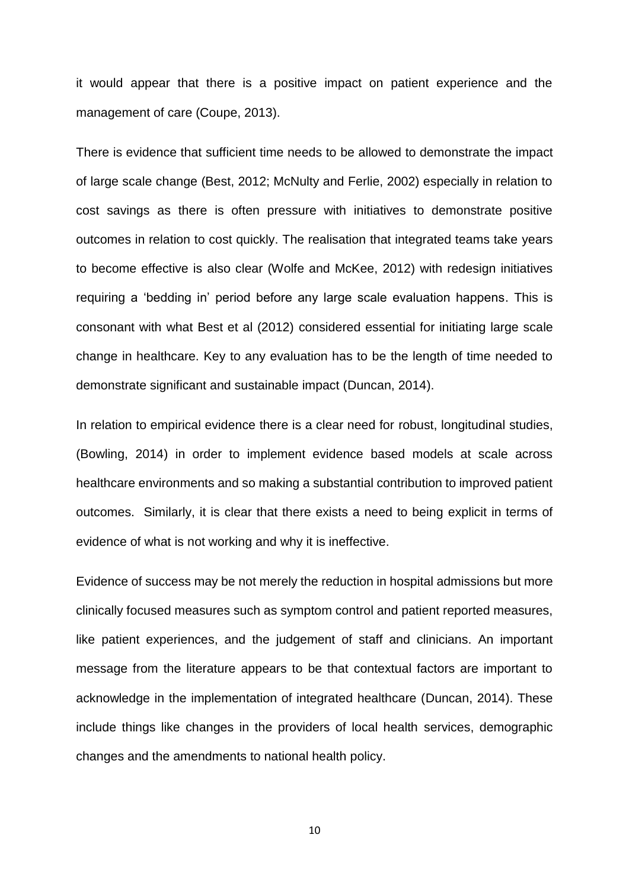it would appear that there is a positive impact on patient experience and the management of care (Coupe, 2013).

There is evidence that sufficient time needs to be allowed to demonstrate the impact of large scale change (Best, 2012; McNulty and Ferlie, 2002) especially in relation to cost savings as there is often pressure with initiatives to demonstrate positive outcomes in relation to cost quickly. The realisation that integrated teams take years to become effective is also clear (Wolfe and McKee, 2012) with redesign initiatives requiring a 'bedding in' period before any large scale evaluation happens. This is consonant with what Best et al (2012) considered essential for initiating large scale change in healthcare. Key to any evaluation has to be the length of time needed to demonstrate significant and sustainable impact (Duncan, 2014).

In relation to empirical evidence there is a clear need for robust, longitudinal studies, (Bowling, 2014) in order to implement evidence based models at scale across healthcare environments and so making a substantial contribution to improved patient outcomes. Similarly, it is clear that there exists a need to being explicit in terms of evidence of what is not working and why it is ineffective.

Evidence of success may be not merely the reduction in hospital admissions but more clinically focused measures such as symptom control and patient reported measures, like patient experiences, and the judgement of staff and clinicians. An important message from the literature appears to be that contextual factors are important to acknowledge in the implementation of integrated healthcare (Duncan, 2014). These include things like changes in the providers of local health services, demographic changes and the amendments to national health policy.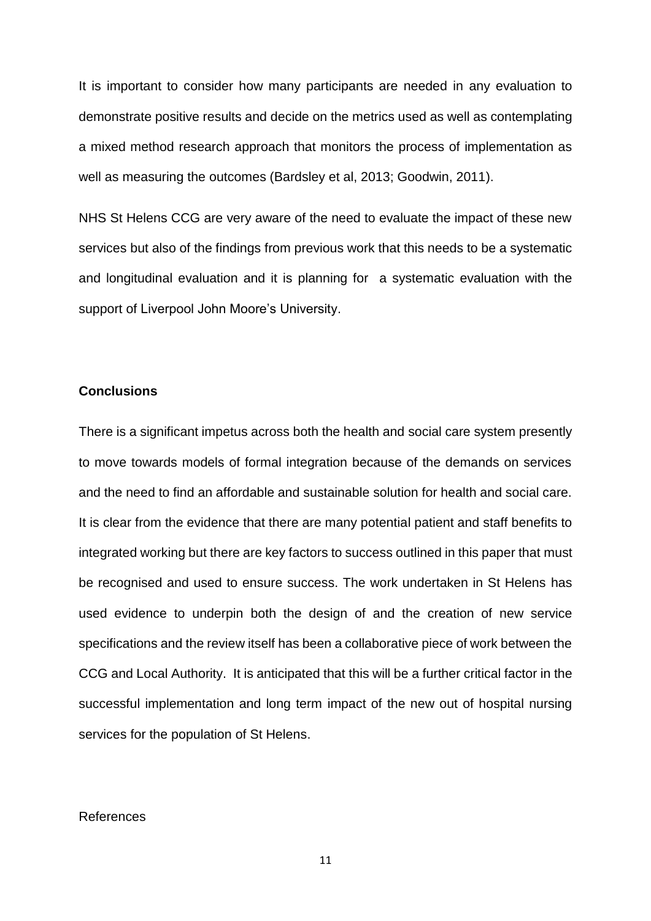It is important to consider how many participants are needed in any evaluation to demonstrate positive results and decide on the metrics used as well as contemplating a mixed method research approach that monitors the process of implementation as well as measuring the outcomes (Bardsley et al, 2013; Goodwin, 2011).

NHS St Helens CCG are very aware of the need to evaluate the impact of these new services but also of the findings from previous work that this needs to be a systematic and longitudinal evaluation and it is planning for a systematic evaluation with the support of Liverpool John Moore's University.

**Conclusions**

There is a significant impetus across both the health and social care system presently to move towards models of formal integration because of the demands on services and the need to find an affordable and sustainable solution for health and social care. It is clear from the evidence that there are many potential patient and staff benefits to integrated working but there are key factors to success outlined in this paper that must be recognised and used to ensure success. The work undertaken in St Helens has used evidence to underpin both the design of and the creation of new service specifications and the review itself has been a collaborative piece of work between the CCG and Local Authority. It is anticipated that this will be a further critical factor in the successful implementation and long term impact of the new out of hospital nursing services for the population of St Helens.

References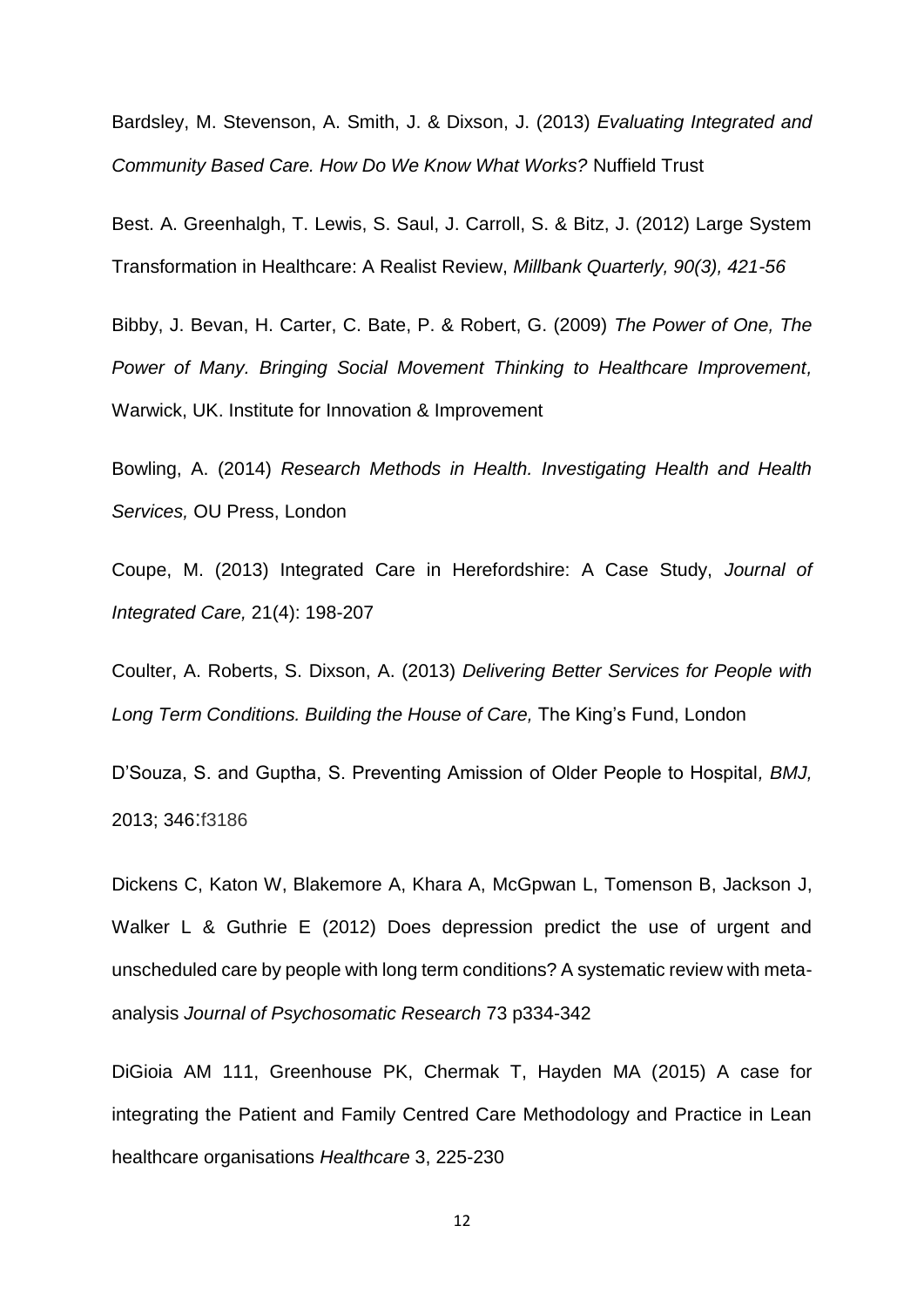Bardsley, M. Stevenson, A. Smith, J. & Dixson, J. (2013) *Evaluating Integrated and Community Based Care. How Do We Know What Works?* Nuffield Trust

Best. A. Greenhalgh, T. Lewis, S. Saul, J. Carroll, S. & Bitz, J. (2012) Large System Transformation in Healthcare: A Realist Review, *Millbank Quarterly, 90(3), 421-56*

Bibby, J. Bevan, H. Carter, C. Bate, P. & Robert, G. (2009) *The Power of One, The Power of Many. Bringing Social Movement Thinking to Healthcare Improvement,* Warwick, UK. Institute for Innovation & Improvement

Bowling, A. (2014) *Research Methods in Health. Investigating Health and Health Services,* OU Press, London

Coupe, M. (2013) Integrated Care in Herefordshire: A Case Study, *Journal of Integrated Care,* 21(4): 198-207

Coulter, A. Roberts, S. Dixson, A. (2013) *Delivering Better Services for People with Long Term Conditions. Building the House of Care,* The King's Fund, London

D'Souza, S. and Guptha, S. Preventing Amission of Older People to Hospital*, BMJ,* 2013; 346:f3186

Dickens C, Katon W, Blakemore A, Khara A, McGpwan L, Tomenson B, Jackson J, Walker L & Guthrie E (2012) Does depression predict the use of urgent and unscheduled care by people with long term conditions? A systematic review with meta-analysis *Journal of Psychosomatic Research* 73 p334-342

DiGioia AM 111, Greenhouse PK, Chermak T, Hayden MA (2015) A case for integrating the Patient and Family Centred Care Methodology and Practice in Lean healthcare organisations *Healthcare* 3, 225-230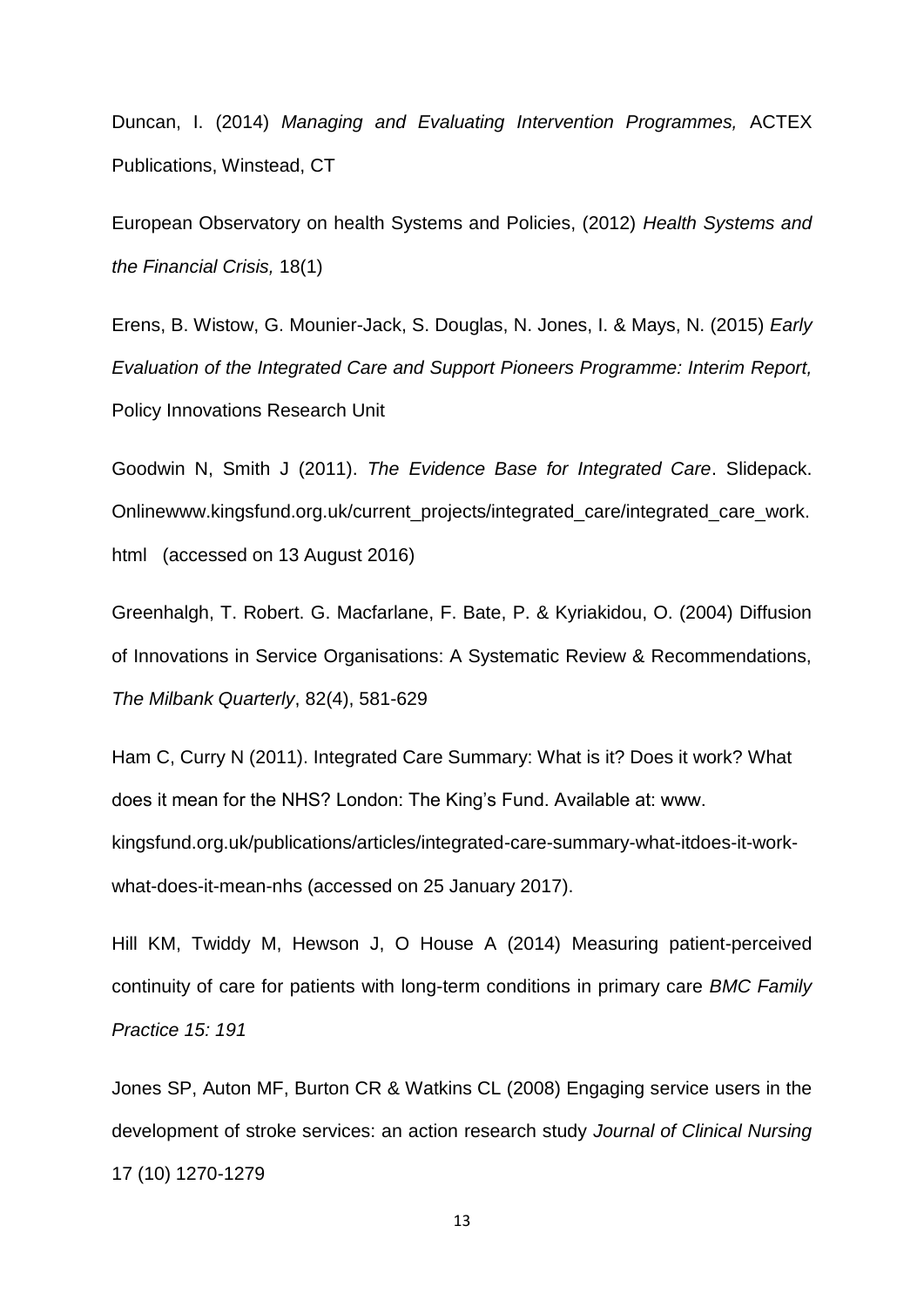Duncan, I. (2014) *Managing and Evaluating Intervention Programmes,* ACTEX Publications, Winstead, CT

European Observatory on health Systems and Policies, (2012) *Health Systems and the Financial Crisis,* 18(1)

Erens, B. Wistow, G. Mounier-Jack, S. Douglas, N. Jones, I. & Mays, N. (2015) *Early Evaluation of the Integrated Care and Support Pioneers Programme: Interim Report,* Policy Innovations Research Unit

Goodwin N, Smith J (2011). *The Evidence Base for Integrated Care*. Slidepack. Onlinewww.kingsfund.org.uk/current_projects/integrated_care/integrated_care_work.html (accessed on 13 August 2016)

Greenhalgh, T. Robert. G. Macfarlane, F. Bate, P. & Kyriakidou, O. (2004) Diffusion of Innovations in Service Organisations: A Systematic Review & Recommendations, *The Milbank Quarterly*, 82(4), 581-629

Ham C, Curry N (2011). Integrated Care Summary: What is it? Does it work? What does it mean for the NHS? London: The King's Fund. Available at: www. kingsfund.org.uk/publications/articles/integrated-care-summary-what-itdoes-it-work-what-does-it-mean-nhs (accessed on 25 January 2017).

Hill KM, Twiddy M, Hewson J, O House A (2014) Measuring patient-perceived continuity of care for patients with long-term conditions in primary care *BMC Family Practice 15: 191*

Jones SP, Auton MF, Burton CR & Watkins CL (2008) Engaging service users in the development of stroke services: an action research study *Journal of Clinical Nursing* 17 (10) 1270-1279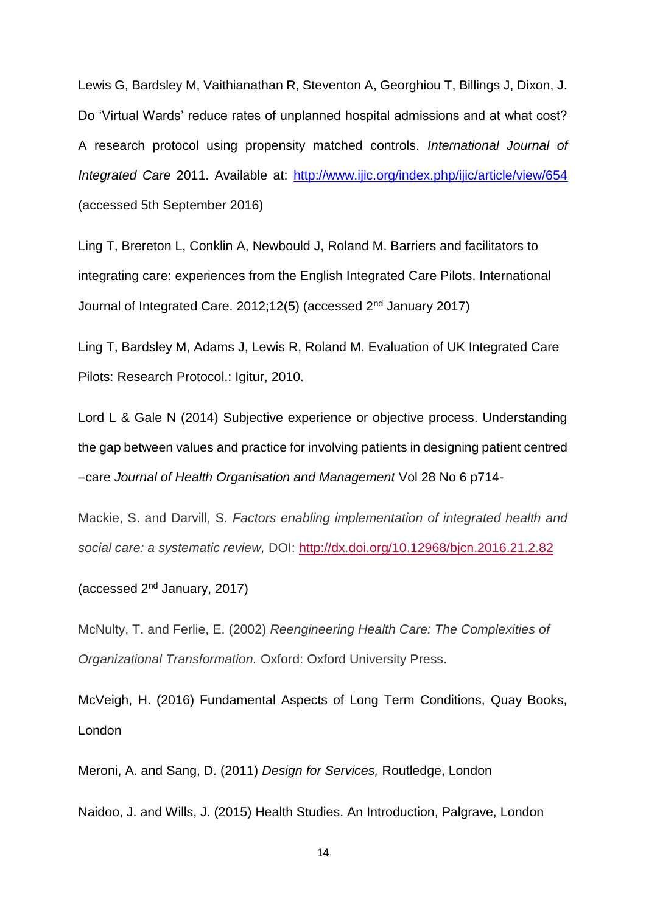Lewis G, Bardsley M, Vaithianathan R, Steventon A, Georghiou T, Billings J, Dixon, J. Do 'Virtual Wards' reduce rates of unplanned hospital admissions and at what cost? A research protocol using propensity matched controls. *International Journal of Integrated Care* 2011. Available at: http://www.ijic.org/index.php/ijic/article/view/654 (accessed 5th September 2016)

Ling T, Brereton L, Conklin A, Newbould J, Roland M. Barriers and facilitators to integrating care: experiences from the English Integrated Care Pilots. International Journal of Integrated Care. 2012;12(5) (accessed 2nd January 2017)

Ling T, Bardsley M, Adams J, Lewis R, Roland M. Evaluation of UK Integrated Care Pilots: Research Protocol.: Igitur, 2010.

Lord L & Gale N (2014) Subjective experience or objective process. Understanding the gap between values and practice for involving patients in designing patient centred –care *Journal of Health Organisation and Management* Vol 28 No 6 p714-

Mackie, S. and Darvill, S. *Factors enabling implementation of integrated health and social care: a systematic review,* DOI: http://dx.doi.org/10.12968/bjcn.2016.21.2.82

(accessed 2nd January, 2017)

McNulty, T. and Ferlie, E. (2002) *Reengineering Health Care: The Complexities of Organizational Transformation.* Oxford: Oxford University Press.

McVeigh, H. (2016) Fundamental Aspects of Long Term Conditions, Quay Books, London

Meroni, A. and Sang, D. (2011) *Design for Services,* Routledge, London

Naidoo, J. and Wills, J. (2015) Health Studies. An Introduction, Palgrave, London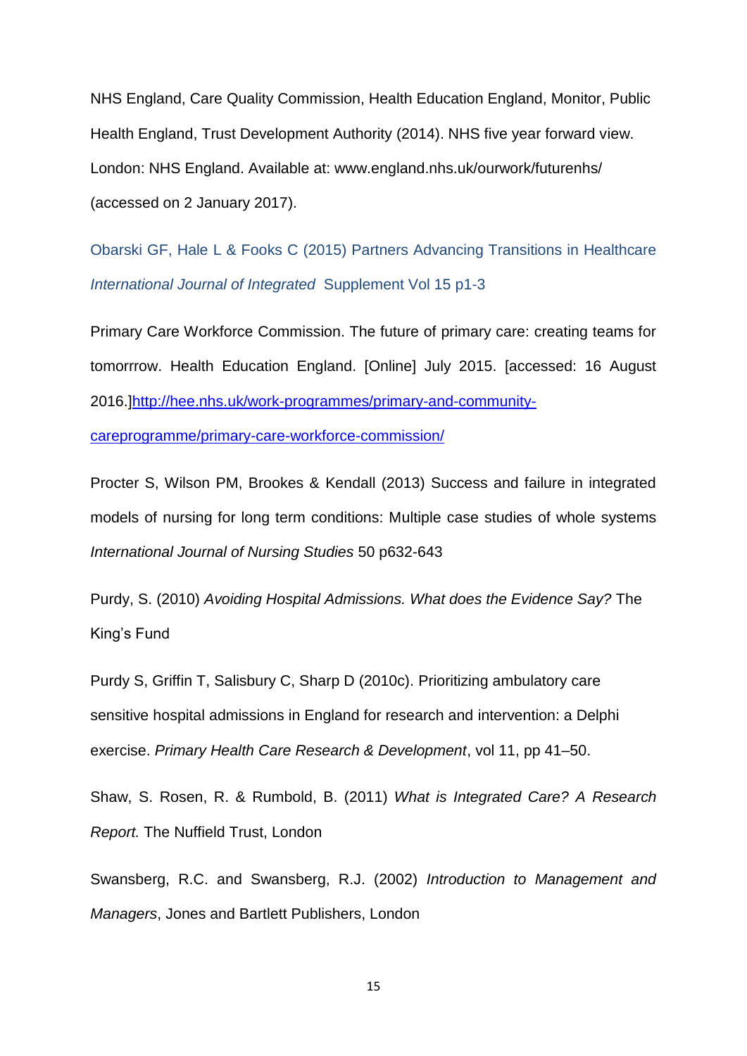NHS England, Care Quality Commission, Health Education England, Monitor, Public Health England, Trust Development Authority (2014). NHS five year forward view. London: NHS England. Available at: www.england.nhs.uk/ourwork/futurenhs/ (accessed on 2 January 2017).

Obarski GF, Hale L & Fooks C (2015) Partners Advancing Transitions in Healthcare *International Journal of Integrated* Supplement Vol 15 p1-3

Primary Care Workforce Commission. The future of primary care: creating teams for tomorrrow. Health Education England. [Online] July 2015. [accessed: 16 August 2016.][http://hee.nhs.uk/work-programmes/primary-and-community-careprogramme/primary-care-workforce-commission/](http://hee.nhs.uk/work-programmes/primary-and-community-careprogramme/primary-care-workforce-commission/)

Procter S, Wilson PM, Brookes & Kendall (2013) Success and failure in integrated models of nursing for long term conditions: Multiple case studies of whole systems *International Journal of Nursing Studies* 50 p632-643

Purdy, S. (2010) *Avoiding Hospital Admissions. What does the Evidence Say?* The King's Fund

Purdy S, Griffin T, Salisbury C, Sharp D (2010c). Prioritizing ambulatory care sensitive hospital admissions in England for research and intervention: a Delphi exercise. *Primary Health Care Research & Development*, vol 11, pp 41–50.

Shaw, S. Rosen, R. & Rumbold, B. (2011) *What is Integrated Care? A Research Report.* The Nuffield Trust, London

Swansberg, R.C. and Swansberg, R.J. (2002) *Introduction to Management and Managers*, Jones and Bartlett Publishers, London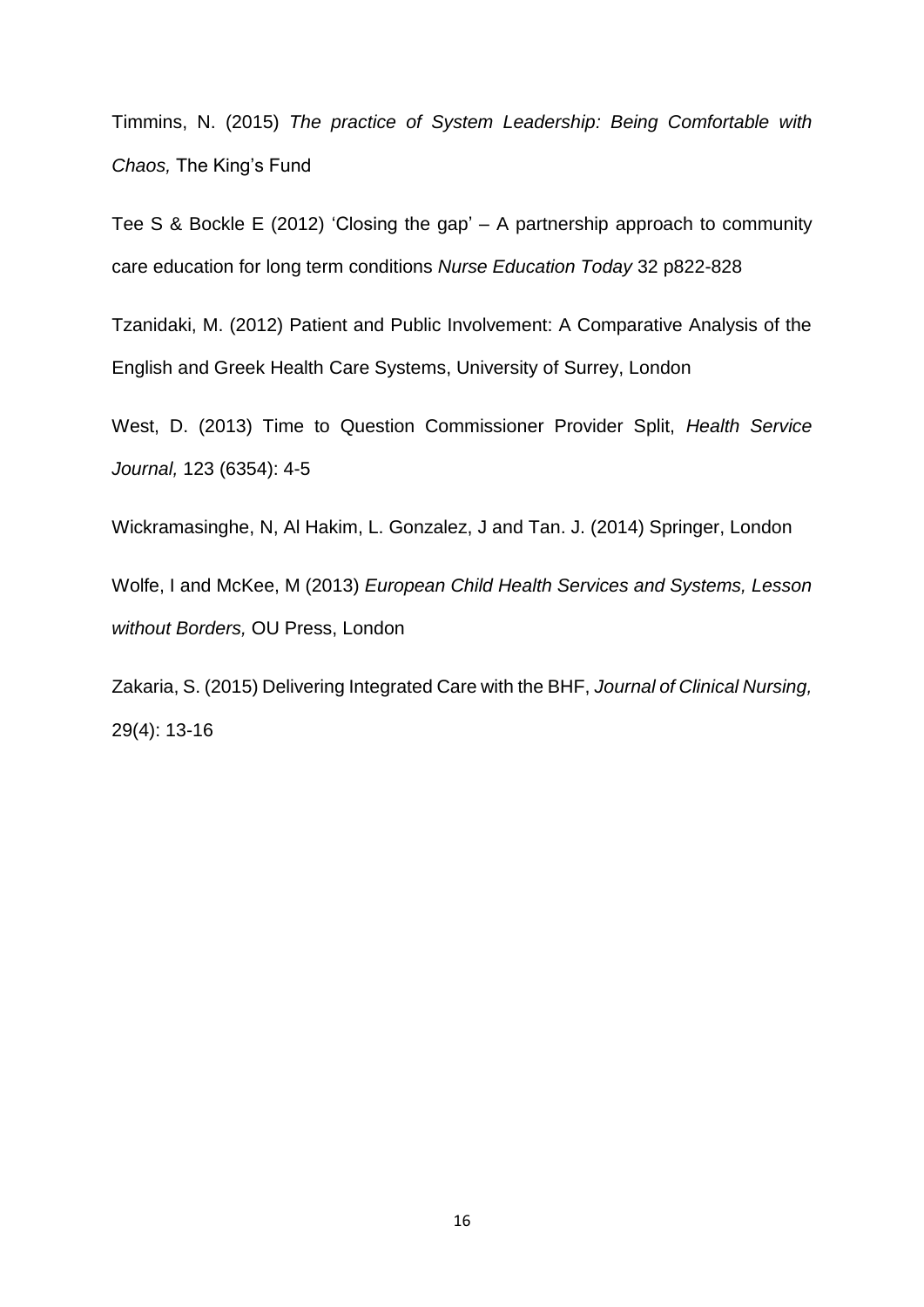Timmins, N. (2015) *The practice of System Leadership: Being Comfortable with Chaos,* The King's Fund

Tee S & Bockle E (2012) 'Closing the gap' – A partnership approach to community care education for long term conditions *Nurse Education Today* 32 p822-828

Tzanidaki, M. (2012) Patient and Public Involvement: A Comparative Analysis of the English and Greek Health Care Systems, University of Surrey, London

West, D. (2013) Time to Question Commissioner Provider Split, *Health Service Journal,* 123 (6354): 4-5

Wickramasinghe, N, Al Hakim, L. Gonzalez, J and Tan. J. (2014) Springer, London

Wolfe, I and McKee, M (2013) *European Child Health Services and Systems, Lesson without Borders,* OU Press, London

Zakaria, S. (2015) Delivering Integrated Care with the BHF, *Journal of Clinical Nursing,* 29(4): 13-16